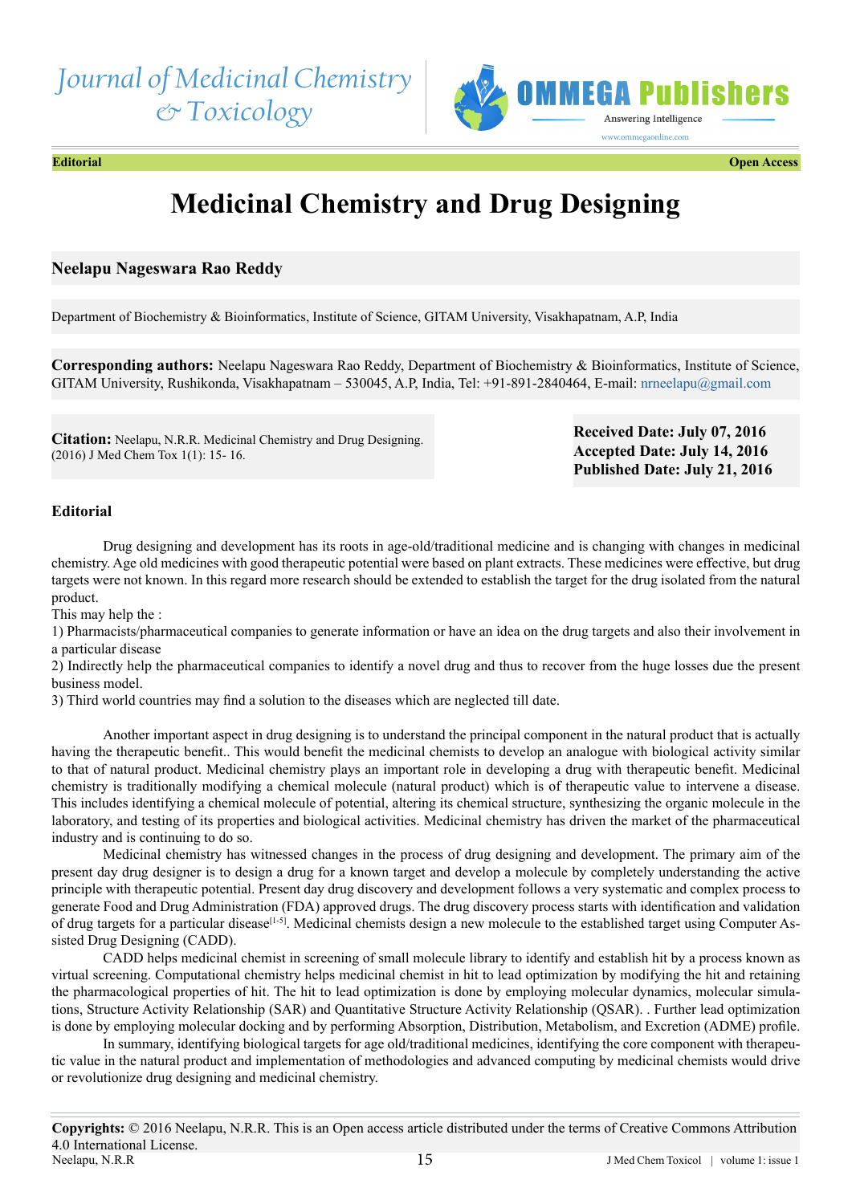Journal of Medicinal Chemistry & Toxicology

**Editorial** **Open Access**

# Medicinal Chemistry and Drug Designing

**Neelapu Nageswara Rao Reddy**

Department of Biochemistry & Bioinformatics, Institute of Science, GITAM University, Visakhapatnam, A.P, India

**Corresponding authors:** Neelapu Nageswara Rao Reddy, Department of Biochemistry & Bioinformatics, Institute of Science, GITAM University, Rushikonda, Visakhapatnam – 530045, A.P, India, Tel: +91-891-2840464, E-mail: nrneelapu@gmail.com

**Citation:** Neelapu, N.R.R. Medicinal Chemistry and Drug Designing. (2016) J Med Chem Tox 1(1): 15- 16.

**Received Date: July 07, 2016**
**Accepted Date: July 14, 2016**
**Published Date: July 21, 2016**

## Editorial

Drug designing and development has its roots in age-old/traditional medicine and is changing with changes in medicinal chemistry. Age old medicines with good therapeutic potential were based on plant extracts. These medicines were effective, but drug targets were not known. In this regard more research should be extended to establish the target for the drug isolated from the natural product.

This may help the :

1) Pharmacists/pharmaceutical companies to generate information or have an idea on the drug targets and also their involvement in a particular disease

2) Indirectly help the pharmaceutical companies to identify a novel drug and thus to recover from the huge losses due the present business model.

3) Third world countries may find a solution to the diseases which are neglected till date.

Another important aspect in drug designing is to understand the principal component in the natural product that is actually having the therapeutic benefit.. This would benefit the medicinal chemists to develop an analogue with biological activity similar to that of natural product. Medicinal chemistry plays an important role in developing a drug with therapeutic benefit. Medicinal chemistry is traditionally modifying a chemical molecule (natural product) which is of therapeutic value to intervene a disease. This includes identifying a chemical molecule of potential, altering its chemical structure, synthesizing the organic molecule in the laboratory, and testing of its properties and biological activities. Medicinal chemistry has driven the market of the pharmaceutical industry and is continuing to do so.

Medicinal chemistry has witnessed changes in the process of drug designing and development. The primary aim of the present day drug designer is to design a drug for a known target and develop a molecule by completely understanding the active principle with therapeutic potential. Present day drug discovery and development follows a very systematic and complex process to generate Food and Drug Administration (FDA) approved drugs. The drug discovery process starts with identification and validation of drug targets for a particular disease[1-5]. Medicinal chemists design a new molecule to the established target using Computer Assisted Drug Designing (CADD).

CADD helps medicinal chemist in screening of small molecule library to identify and establish hit by a process known as virtual screening. Computational chemistry helps medicinal chemist in hit to lead optimization by modifying the hit and retaining the pharmacological properties of hit. The hit to lead optimization is done by employing molecular dynamics, molecular simulations, Structure Activity Relationship (SAR) and Quantitative Structure Activity Relationship (QSAR). . Further lead optimization is done by employing molecular docking and by performing Absorption, Distribution, Metabolism, and Excretion (ADME) profile.

In summary, identifying biological targets for age old/traditional medicines, identifying the core component with therapeutic value in the natural product and implementation of methodologies and advanced computing by medicinal chemists would drive or revolutionize drug designing and medicinal chemistry.

**Copyrights:** © 2016 Neelapu, N.R.R. This is an Open access article distributed under the terms of Creative Commons Attribution 4.0 International License.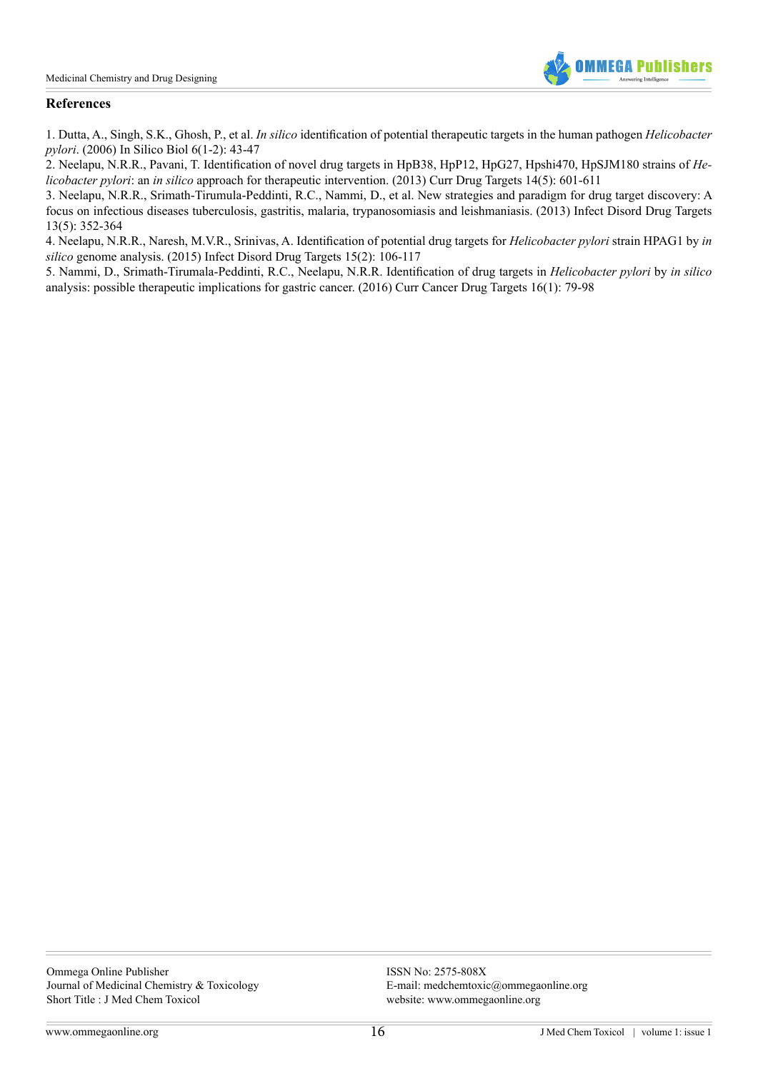## References

1. Dutta, A., Singh, S.K., Ghosh, P., et al. *In silico* identification of potential therapeutic targets in the human pathogen *Helicobacter pylori*. (2006) In Silico Biol 6(1-2): 43-47
2. Neelapu, N.R.R., Pavani, T. Identification of novel drug targets in HpB38, HpP12, HpG27, Hpshi470, HpSJM180 strains of *Helicobacter pylori*: an *in silico* approach for therapeutic intervention. (2013) Curr Drug Targets 14(5): 601-611
3. Neelapu, N.R.R., Srimath-Tirumula-Peddinti, R.C., Nammi, D., et al. New strategies and paradigm for drug target discovery: A focus on infectious diseases tuberculosis, gastritis, malaria, trypanosomiasis and leishmaniasis. (2013) Infect Disord Drug Targets 13(5): 352-364
4. Neelapu, N.R.R., Naresh, M.V.R., Srinivas, A. Identification of potential drug targets for *Helicobacter pylori* strain HPAG1 by *in silico* genome analysis. (2015) Infect Disord Drug Targets 15(2): 106-117
5. Nammi, D., Srimath-Tirumala-Peddinti, R.C., Neelapu, N.R.R. Identification of drug targets in *Helicobacter pylori* by *in silico* analysis: possible therapeutic implications for gastric cancer. (2016) Curr Cancer Drug Targets 16(1): 79-98

Ommega Online Publisher
Journal of Medicinal Chemistry & Toxicology
Short Title : J Med Chem Toxicol

ISSN No: 2575-808X
E-mail: medchemtoxic@ommegaonline.org
website: www.ommegaonline.org